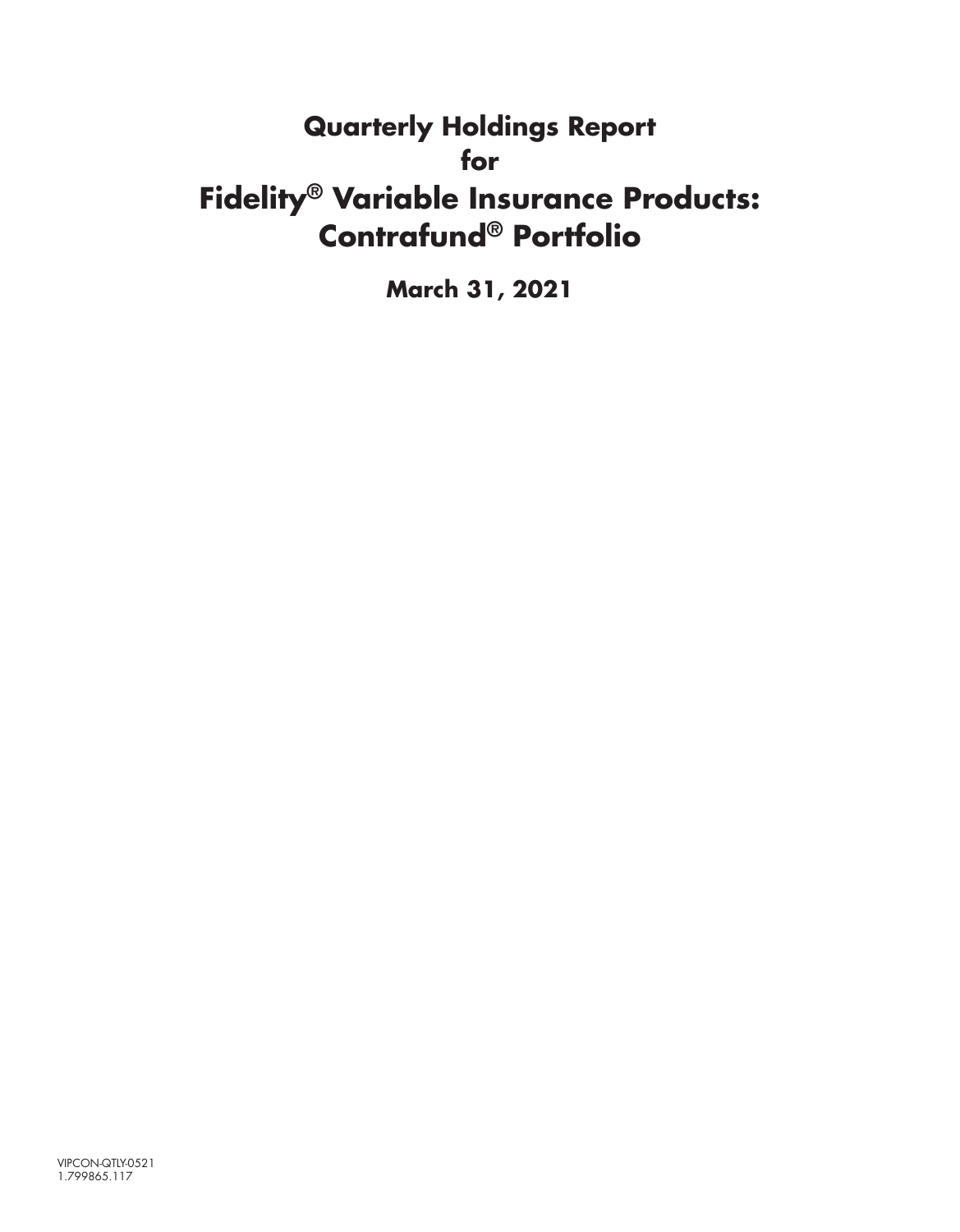# Quarterly Holdings Report
# for
# Fidelity® Variable Insurance Products: Contrafund® Portfolio

**March 31, 2021**

VIPCON-QTLY-0521
1.799865.117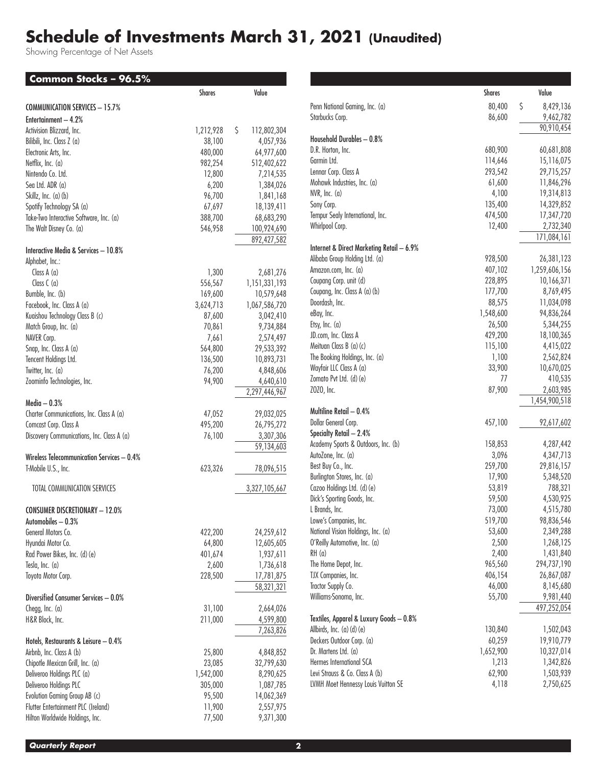# Schedule of Investments March 31, 2021 (Unaudited)

Showing Percentage of Net Assets

## Common Stocks – 96.5%

| | Shares | Value |
|---|---|---|
| **COMMUNICATION SERVICES – 15.7%** | | |
| **Entertainment – 4.2%** | | |
| Activision Blizzard, Inc. | 1,212,928 | $ 112,802,304 |
| Bilibili, Inc. Class Z (a) | 38,100 | 4,057,936 |
| Electronic Arts, Inc. | 480,000 | 64,977,600 |
| Netflix, Inc. (a) | 982,254 | 512,402,622 |
| Nintendo Co. Ltd. | 12,800 | 7,214,535 |
| Sea Ltd. ADR (a) | 6,200 | 1,384,026 |
| Skillz, Inc. (a) (b) | 96,700 | 1,841,168 |
| Spotify Technology SA (a) | 67,697 | 18,139,411 |
| Take-Two Interactive Software, Inc. (a) | 388,700 | 68,683,290 |
| The Walt Disney Co. (a) | 546,958 | 100,924,690 |
| | | 892,427,582 |
| **Interactive Media & Services – 10.8%** | | |
| Alphabet, Inc.: | | |
| Class A (a) | 1,300 | 2,681,276 |
| Class C (a) | 556,567 | 1,151,331,193 |
| Bumble, Inc. (b) | 169,600 | 10,579,648 |
| Facebook, Inc. Class A (a) | 3,624,713 | 1,067,586,720 |
| Kuaishou Technology Class B (c) | 87,600 | 3,042,410 |
| Match Group, Inc. (a) | 70,861 | 9,734,884 |
| NAVER Corp. | 7,661 | 2,574,497 |
| Snap, Inc. Class A (a) | 564,800 | 29,533,392 |
| Tencent Holdings Ltd. | 136,500 | 10,893,731 |
| Twitter, Inc. (a) | 76,200 | 4,848,606 |
| Zoominfo Technologies, Inc. | 94,900 | 4,640,610 |
| | | 2,297,446,967 |
| **Media – 0.3%** | | |
| Charter Communications, Inc. Class A (a) | 47,052 | 29,032,025 |
| Comcast Corp. Class A | 495,200 | 26,795,272 |
| Discovery Communications, Inc. Class A (a) | 76,100 | 3,307,306 |
| | | 59,134,603 |
| **Wireless Telecommunication Services – 0.4%** | | |
| T-Mobile U.S., Inc. | 623,326 | 78,096,515 |
| TOTAL COMMUNICATION SERVICES | | 3,327,105,667 |
| **CONSUMER DISCRETIONARY – 12.0%** | | |
| **Automobiles – 0.3%** | | |
| General Motors Co. | 422,200 | 24,259,612 |
| Hyundai Motor Co. | 64,800 | 12,605,605 |
| Rad Power Bikes, Inc. (d) (e) | 401,674 | 1,937,611 |
| Tesla, Inc. (a) | 2,600 | 1,736,618 |
| Toyota Motor Corp. | 228,500 | 17,781,875 |
| | | 58,321,321 |
| **Diversified Consumer Services – 0.0%** | | |
| Chegg, Inc. (a) | 31,100 | 2,664,026 |
| H&R Block, Inc. | 211,000 | 4,599,800 |
| | | 7,263,826 |
| **Hotels, Restaurants & Leisure – 0.4%** | | |
| Airbnb, Inc. Class A (b) | 25,800 | 4,848,852 |
| Chipotle Mexican Grill, Inc. (a) | 23,085 | 32,799,630 |
| Deliveroo Holdings PLC (a) | 1,542,000 | 8,290,625 |
| Deliveroo Holdings PLC | 305,000 | 1,087,785 |
| Evolution Gaming Group AB (c) | 95,500 | 14,062,369 |
| Flutter Entertainment PLC (Ireland) | 11,900 | 2,557,975 |
| Hilton Worldwide Holdings, Inc. | 77,500 | 9,371,300 |
| Penn National Gaming, Inc. (a) | 80,400 | $ 8,429,136 |
| Starbucks Corp. | 86,600 | 9,462,782 |
| | | 90,910,454 |
| **Household Durables – 0.8%** | | |
| D.R. Horton, Inc. | 680,900 | 60,681,808 |
| Garmin Ltd. | 114,646 | 15,116,075 |
| Lennar Corp. Class A | 293,542 | 29,715,257 |
| Mohawk Industries, Inc. (a) | 61,600 | 11,846,296 |
| NVR, Inc. (a) | 4,100 | 19,314,813 |
| Sony Corp. | 135,400 | 14,329,852 |
| Tempur Sealy International, Inc. | 474,500 | 17,347,720 |
| Whirlpool Corp. | 12,400 | 2,732,340 |
| | | 171,084,161 |
| **Internet & Direct Marketing Retail – 6.9%** | | |
| Alibaba Group Holding Ltd. (a) | 928,500 | 26,381,123 |
| Amazon.com, Inc. (a) | 407,102 | 1,259,606,156 |
| Coupang Corp. unit (d) | 228,895 | 10,166,371 |
| Coupang, Inc. Class A (a) (b) | 177,700 | 8,769,495 |
| Doordash, Inc. | 88,575 | 11,034,098 |
| eBay, Inc. | 1,548,600 | 94,836,264 |
| Etsy, Inc. (a) | 26,500 | 5,344,255 |
| JD.com, Inc. Class A | 429,200 | 18,100,365 |
| Meituan Class B (a) (c) | 115,100 | 4,415,022 |
| The Booking Holdings, Inc. (a) | 1,100 | 2,562,824 |
| Wayfair LLC Class A (a) | 33,900 | 10,670,025 |
| Zomato Pvt Ltd. (d) (e) | 77 | 410,535 |
| ZOZO, Inc. | 87,900 | 2,603,985 |
| | | 1,454,900,518 |
| **Multiline Retail – 0.4%** | | |
| Dollar General Corp. | 457,100 | 92,617,602 |
| **Specialty Retail – 2.4%** | | |
| Academy Sports & Outdoors, Inc. (b) | 158,853 | 4,287,442 |
| AutoZone, Inc. (a) | 3,096 | 4,347,713 |
| Best Buy Co., Inc. | 259,700 | 29,816,157 |
| Burlington Stores, Inc. (a) | 17,900 | 5,348,520 |
| Cazoo Holdings Ltd. (d) (e) | 53,819 | 788,321 |
| Dick's Sporting Goods, Inc. | 59,500 | 4,530,925 |
| L Brands, Inc. | 73,000 | 4,515,780 |
| Lowe's Companies, Inc. | 519,700 | 98,836,546 |
| National Vision Holdings, Inc. (a) | 53,600 | 2,349,288 |
| O'Reilly Automotive, Inc. (a) | 2,500 | 1,268,125 |
| RH (a) | 2,400 | 1,431,840 |
| The Home Depot, Inc. | 965,560 | 294,737,190 |
| TJX Companies, Inc. | 406,154 | 26,867,087 |
| Tractor Supply Co. | 46,000 | 8,145,680 |
| Williams-Sonoma, Inc. | 55,700 | 9,981,440 |
| | | 497,252,054 |
| **Textiles, Apparel & Luxury Goods – 0.8%** | | |
| Allbirds, Inc. (a) (d) (e) | 130,840 | 1,502,043 |
| Deckers Outdoor Corp. (a) | 60,259 | 19,910,779 |
| Dr. Martens Ltd. (a) | 1,652,900 | 10,327,014 |
| Hermes International SCA | 1,213 | 1,342,826 |
| Levi Strauss & Co. Class A (b) | 62,900 | 1,503,939 |
| LVMH Moet Hennessy Louis Vuitton SE | 4,118 | 2,750,625 |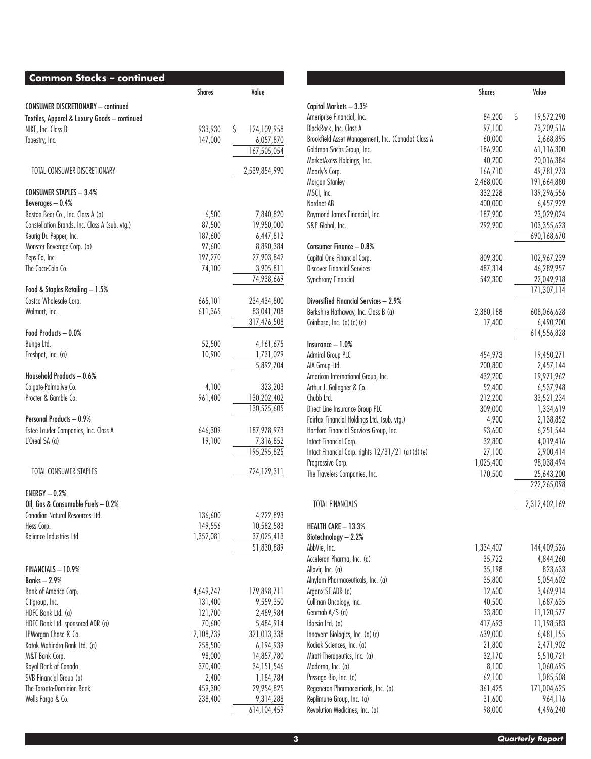## Common Stocks – continued

| | Shares | Value |
|---|---|---|
| **CONSUMER DISCRETIONARY – continued** | | |
| **Textiles, Apparel & Luxury Goods – continued** | | |
| NIKE, Inc. Class B | 933,930 | $ 124,109,958 |
| Tapestry, Inc. | 147,000 | 6,057,870 |
| | | 167,505,054 |
| TOTAL CONSUMER DISCRETIONARY | | 2,539,854,990 |
| **CONSUMER STAPLES – 3.4%** | | |
| **Beverages – 0.4%** | | |
| Boston Beer Co., Inc. Class A (a) | 6,500 | 7,840,820 |
| Constellation Brands, Inc. Class A (sub. vtg.) | 87,500 | 19,950,000 |
| Keurig Dr. Pepper, Inc. | 187,600 | 6,447,812 |
| Monster Beverage Corp. (a) | 97,600 | 8,890,384 |
| PepsiCo, Inc. | 197,270 | 27,903,842 |
| The Coca-Cola Co. | 74,100 | 3,905,811 |
| | | 74,938,669 |
| **Food & Staples Retailing – 1.5%** | | |
| Costco Wholesale Corp. | 665,101 | 234,434,800 |
| Walmart, Inc. | 611,365 | 83,041,708 |
| | | 317,476,508 |
| **Food Products – 0.0%** | | |
| Bunge Ltd. | 52,500 | 4,161,675 |
| Freshpet, Inc. (a) | 10,900 | 1,731,029 |
| | | 5,892,704 |
| **Household Products – 0.6%** | | |
| Colgate-Palmolive Co. | 4,100 | 323,203 |
| Procter & Gamble Co. | 961,400 | 130,202,402 |
| | | 130,525,605 |
| **Personal Products – 0.9%** | | |
| Estee Lauder Companies, Inc. Class A | 646,309 | 187,978,973 |
| L'Oreal SA (a) | 19,100 | 7,316,852 |
| | | 195,295,825 |
| TOTAL CONSUMER STAPLES | | 724,129,311 |
| **ENERGY – 0.2%** | | |
| **Oil, Gas & Consumable Fuels – 0.2%** | | |
| Canadian Natural Resources Ltd. | 136,600 | 4,222,893 |
| Hess Corp. | 149,556 | 10,582,583 |
| Reliance Industries Ltd. | 1,352,081 | 37,025,413 |
| | | 51,830,889 |
| **FINANCIALS – 10.9%** | | |
| **Banks – 2.9%** | | |
| Bank of America Corp. | 4,649,747 | 179,898,711 |
| Citigroup, Inc. | 131,400 | 9,559,350 |
| HDFC Bank Ltd. (a) | 121,700 | 2,489,984 |
| HDFC Bank Ltd. sponsored ADR (a) | 70,600 | 5,484,914 |
| JPMorgan Chase & Co. | 2,108,739 | 321,013,338 |
| Kotak Mahindra Bank Ltd. (a) | 258,500 | 6,194,939 |
| M&T Bank Corp. | 98,000 | 14,857,780 |
| Royal Bank of Canada | 370,400 | 34,151,546 |
| SVB Financial Group (a) | 2,400 | 1,184,784 |
| The Toronto-Dominion Bank | 459,300 | 29,954,825 |
| Wells Fargo & Co. | 238,400 | 9,314,288 |
| | | 614,104,459 |
| **Capital Markets – 3.3%** | | |
| Ameriprise Financial, Inc. | 84,200 | $ 19,572,290 |
| BlackRock, Inc. Class A | 97,100 | 73,209,516 |
| Brookfield Asset Management, Inc. (Canada) Class A | 60,000 | 2,668,895 |
| Goldman Sachs Group, Inc. | 186,900 | 61,116,300 |
| MarketAxess Holdings, Inc. | 40,200 | 20,016,384 |
| Moody's Corp. | 166,710 | 49,781,273 |
| Morgan Stanley | 2,468,000 | 191,664,880 |
| MSCI, Inc. | 332,228 | 139,296,556 |
| Nordnet AB | 400,000 | 6,457,929 |
| Raymond James Financial, Inc. | 187,900 | 23,029,024 |
| S&P Global, Inc. | 292,900 | 103,355,623 |
| | | 690,168,670 |
| **Consumer Finance – 0.8%** | | |
| Capital One Financial Corp. | 809,300 | 102,967,239 |
| Discover Financial Services | 487,314 | 46,289,957 |
| Synchrony Financial | 542,300 | 22,049,918 |
| | | 171,307,114 |
| **Diversified Financial Services – 2.9%** | | |
| Berkshire Hathaway, Inc. Class B (a) | 2,380,188 | 608,066,628 |
| Coinbase, Inc. (a) (d) (e) | 17,400 | 6,490,200 |
| | | 614,556,828 |
| **Insurance – 1.0%** | | |
| Admiral Group PLC | 454,973 | 19,450,271 |
| AIA Group Ltd. | 200,800 | 2,457,144 |
| American International Group, Inc. | 432,200 | 19,971,962 |
| Arthur J. Gallagher & Co. | 52,400 | 6,537,948 |
| Chubb Ltd. | 212,200 | 33,521,234 |
| Direct Line Insurance Group PLC | 309,000 | 1,334,619 |
| Fairfax Financial Holdings Ltd. (sub. vtg.) | 4,900 | 2,138,852 |
| Hartford Financial Services Group, Inc. | 93,600 | 6,251,544 |
| Intact Financial Corp. | 32,800 | 4,019,416 |
| Intact Financial Corp. rights 12/31/21 (a) (d) (e) | 27,100 | 2,900,414 |
| Progressive Corp. | 1,025,400 | 98,038,494 |
| The Travelers Companies, Inc. | 170,500 | 25,643,200 |
| | | 222,265,098 |
| TOTAL FINANCIALS | | 2,312,402,169 |
| **HEALTH CARE – 13.3%** | | |
| **Biotechnology – 2.2%** | | |
| AbbVie, Inc. | 1,334,407 | 144,409,526 |
| Acceleron Pharma, Inc. (a) | 35,722 | 4,844,260 |
| Allovir, Inc. (a) | 35,198 | 823,633 |
| Alnylam Pharmaceuticals, Inc. (a) | 35,800 | 5,054,602 |
| Argenx SE ADR (a) | 12,600 | 3,469,914 |
| Cullinan Oncology, Inc. | 40,500 | 1,687,635 |
| Genmab A/S (a) | 33,800 | 11,120,577 |
| Idorsia Ltd. (a) | 417,693 | 11,198,583 |
| Innovent Biologics, Inc. (a) (c) | 639,000 | 6,481,155 |
| Kodiak Sciences, Inc. (a) | 21,800 | 2,471,902 |
| Mirati Therapeutics, Inc. (a) | 32,170 | 5,510,721 |
| Moderna, Inc. (a) | 8,100 | 1,060,695 |
| Passage Bio, Inc. (a) | 62,100 | 1,085,508 |
| Regeneron Pharmaceuticals, Inc. (a) | 361,425 | 171,004,625 |
| Replimune Group, Inc. (a) | 31,600 | 964,116 |
| Revolution Medicines, Inc. (a) | 98,000 | 4,496,240 |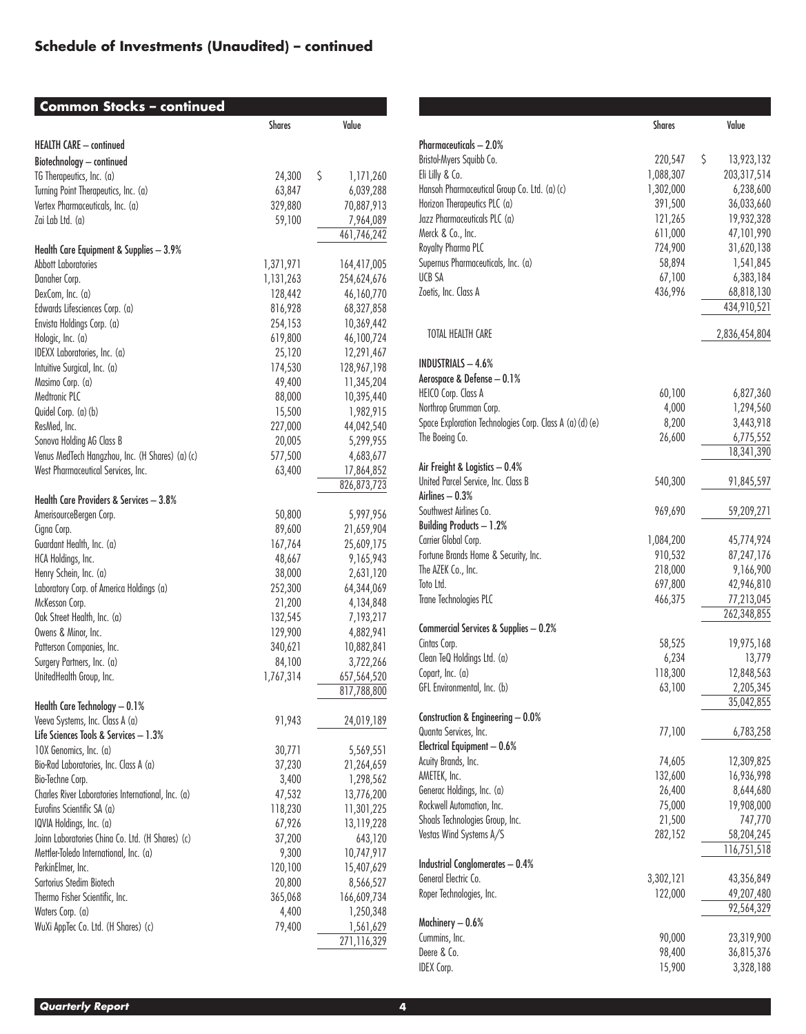## Schedule of Investments (Unaudited) – continued

### Common Stocks – continued

| | Shares | Value |
|---|---|---|
| **HEALTH CARE – continued** | | |
| **Biotechnology – continued** | | |
| TG Therapeutics, Inc. (a) | 24,300 | $ 1,171,260 |
| Turning Point Therapeutics, Inc. (a) | 63,847 | 6,039,288 |
| Vertex Pharmaceuticals, Inc. (a) | 329,880 | 70,887,913 |
| Zai Lab Ltd. (a) | 59,100 | 7,964,089 |
| | | 461,746,242 |
| **Health Care Equipment & Supplies – 3.9%** | | |
| Abbott Laboratories | 1,371,971 | 164,417,005 |
| Danaher Corp. | 1,131,263 | 254,624,676 |
| DexCom, Inc. (a) | 128,442 | 46,160,770 |
| Edwards Lifesciences Corp. (a) | 816,928 | 68,327,858 |
| Envista Holdings Corp. (a) | 254,153 | 10,369,442 |
| Hologic, Inc. (a) | 619,800 | 46,100,724 |
| IDEXX Laboratories, Inc. (a) | 25,120 | 12,291,467 |
| Intuitive Surgical, Inc. (a) | 174,530 | 128,967,198 |
| Masimo Corp. (a) | 49,400 | 11,345,204 |
| Medtronic PLC | 88,000 | 10,395,440 |
| Quidel Corp. (a) (b) | 15,500 | 1,982,915 |
| ResMed, Inc. | 227,000 | 44,042,540 |
| Sonova Holding AG Class B | 20,005 | 5,299,955 |
| Venus MedTech Hangzhou, Inc. (H Shares) (a) (c) | 577,500 | 4,683,677 |
| West Pharmaceutical Services, Inc. | 63,400 | 17,864,852 |
| | | 826,873,723 |
| **Health Care Providers & Services – 3.8%** | | |
| AmerisourceBergen Corp. | 50,800 | 5,997,956 |
| Cigna Corp. | 89,600 | 21,659,904 |
| Guardant Health, Inc. (a) | 167,764 | 25,609,175 |
| HCA Holdings, Inc. | 48,667 | 9,165,943 |
| Henry Schein, Inc. (a) | 38,000 | 2,631,120 |
| Laboratory Corp. of America Holdings (a) | 252,300 | 64,344,069 |
| McKesson Corp. | 21,200 | 4,134,848 |
| Oak Street Health, Inc. (a) | 132,545 | 7,193,217 |
| Owens & Minor, Inc. | 129,900 | 4,882,941 |
| Patterson Companies, Inc. | 340,621 | 10,882,841 |
| Surgery Partners, Inc. (a) | 84,100 | 3,722,266 |
| UnitedHealth Group, Inc. | 1,767,314 | 657,564,520 |
| | | 817,788,800 |
| **Health Care Technology – 0.1%** | | |
| Veeva Systems, Inc. Class A (a) | 91,943 | 24,019,189 |
| **Life Sciences Tools & Services – 1.3%** | | |
| 10X Genomics, Inc. (a) | 30,771 | 5,569,551 |
| Bio-Rad Laboratories, Inc. Class A (a) | 37,230 | 21,264,659 |
| Bio-Techne Corp. | 3,400 | 1,298,562 |
| Charles River Laboratories International, Inc. (a) | 47,532 | 13,776,200 |
| Eurofins Scientific SA (a) | 118,230 | 11,301,225 |
| IQVIA Holdings, Inc. (a) | 67,926 | 13,119,228 |
| Joinn Laboratories China Co. Ltd. (H Shares) (c) | 37,200 | 643,120 |
| Mettler-Toledo International, Inc. (a) | 9,300 | 10,747,917 |
| PerkinElmer, Inc. | 120,100 | 15,407,629 |
| Sartorius Stedim Biotech | 20,800 | 8,566,527 |
| Thermo Fisher Scientific, Inc. | 365,068 | 166,609,734 |
| Waters Corp. (a) | 4,400 | 1,250,348 |
| WuXi AppTec Co. Ltd. (H Shares) (c) | 79,400 | 1,561,629 |
| | | 271,116,329 |
| **Pharmaceuticals – 2.0%** | | |
| Bristol-Myers Squibb Co. | 220,547 | $ 13,923,132 |
| Eli Lilly & Co. | 1,088,307 | 203,317,514 |
| Hansoh Pharmaceutical Group Co. Ltd. (a) (c) | 1,302,000 | 6,238,600 |
| Horizon Therapeutics PLC (a) | 391,500 | 36,033,660 |
| Jazz Pharmaceuticals PLC (a) | 121,265 | 19,932,328 |
| Merck & Co., Inc. | 611,000 | 47,101,990 |
| Royalty Pharma PLC | 724,900 | 31,620,138 |
| Supernus Pharmaceuticals, Inc. (a) | 58,894 | 1,541,845 |
| UCB SA | 67,100 | 6,383,184 |
| Zoetis, Inc. Class A | 436,996 | 68,818,130 |
| | | 434,910,521 |
| TOTAL HEALTH CARE | | 2,836,454,804 |
| **INDUSTRIALS – 4.6%** | | |
| **Aerospace & Defense – 0.1%** | | |
| HEICO Corp. Class A | 60,100 | 6,827,360 |
| Northrop Grumman Corp. | 4,000 | 1,294,560 |
| Space Exploration Technologies Corp. Class A (a) (d) (e) | 8,200 | 3,443,918 |
| The Boeing Co. | 26,600 | 6,775,552 |
| | | 18,341,390 |
| **Air Freight & Logistics – 0.4%** | | |
| United Parcel Service, Inc. Class B | 540,300 | 91,845,597 |
| **Airlines – 0.3%** | | |
| Southwest Airlines Co. | 969,690 | 59,209,271 |
| **Building Products – 1.2%** | | |
| Carrier Global Corp. | 1,084,200 | 45,774,924 |
| Fortune Brands Home & Security, Inc. | 910,532 | 87,247,176 |
| The AZEK Co., Inc. | 218,000 | 9,166,900 |
| Toto Ltd. | 697,800 | 42,946,810 |
| Trane Technologies PLC | 466,375 | 77,213,045 |
| | | 262,348,855 |
| **Commercial Services & Supplies – 0.2%** | | |
| Cintas Corp. | 58,525 | 19,975,168 |
| Clean TeQ Holdings Ltd. (a) | 6,234 | 13,779 |
| Copart, Inc. (a) | 118,300 | 12,848,563 |
| GFL Environmental, Inc. (b) | 63,100 | 2,205,345 |
| | | 35,042,855 |
| **Construction & Engineering – 0.0%** | | |
| Quanta Services, Inc. | 77,100 | 6,783,258 |
| **Electrical Equipment – 0.6%** | | |
| Acuity Brands, Inc. | 74,605 | 12,309,825 |
| AMETEK, Inc. | 132,600 | 16,936,998 |
| Generac Holdings, Inc. (a) | 26,400 | 8,644,680 |
| Rockwell Automation, Inc. | 75,000 | 19,908,000 |
| Shoals Technologies Group, Inc. | 21,500 | 747,770 |
| Vestas Wind Systems A/S | 282,152 | 58,204,245 |
| | | 116,751,518 |
| **Industrial Conglomerates – 0.4%** | | |
| General Electric Co. | 3,302,121 | 43,356,849 |
| Roper Technologies, Inc. | 122,000 | 49,207,480 |
| | | 92,564,329 |
| **Machinery – 0.6%** | | |
| Cummins, Inc. | 90,000 | 23,319,900 |
| Deere & Co. | 98,400 | 36,815,376 |
| IDEX Corp. | 15,900 | 3,328,188 |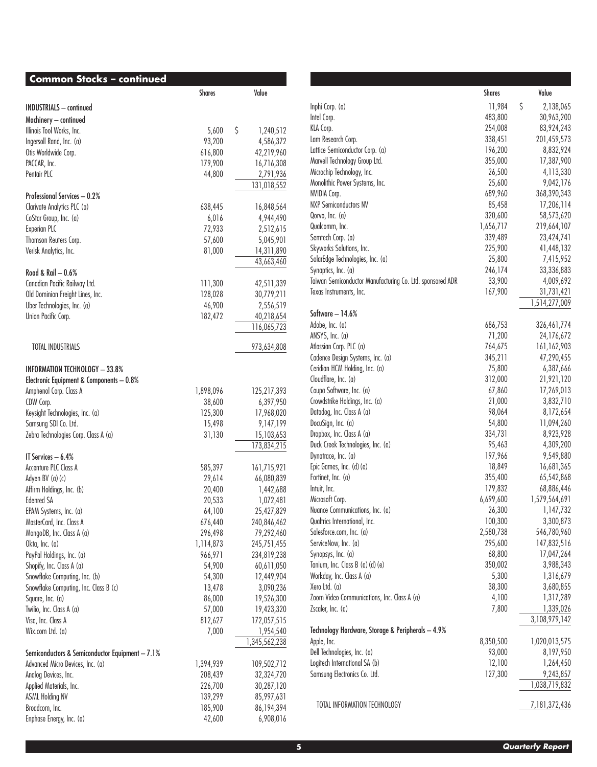## Common Stocks – continued

| | Shares | Value |
|---|---|---|
| **INDUSTRIALS – continued** | | |
| **Machinery – continued** | | |
| Illinois Tool Works, Inc. | 5,600 | $ 1,240,512 |
| Ingersoll Rand, Inc. (a) | 93,200 | 4,586,372 |
| Otis Worldwide Corp. | 616,800 | 42,219,960 |
| PACCAR, Inc. | 179,900 | 16,716,308 |
| Pentair PLC | 44,800 | 2,791,936 |
| | | 131,018,552 |
| **Professional Services – 0.2%** | | |
| Clarivate Analytics PLC (a) | 638,445 | 16,848,564 |
| CoStar Group, Inc. (a) | 6,016 | 4,944,490 |
| Experian PLC | 72,933 | 2,512,615 |
| Thomson Reuters Corp. | 57,600 | 5,045,901 |
| Verisk Analytics, Inc. | 81,000 | 14,311,890 |
| | | 43,663,460 |
| **Road & Rail – 0.6%** | | |
| Canadian Pacific Railway Ltd. | 111,300 | 42,511,339 |
| Old Dominion Freight Lines, Inc. | 128,028 | 30,779,211 |
| Uber Technologies, Inc. (a) | 46,900 | 2,556,519 |
| Union Pacific Corp. | 182,472 | 40,218,654 |
| | | 116,065,723 |
| TOTAL INDUSTRIALS | | 973,634,808 |
| **INFORMATION TECHNOLOGY – 33.8%** | | |
| **Electronic Equipment & Components – 0.8%** | | |
| Amphenol Corp. Class A | 1,898,096 | 125,217,393 |
| CDW Corp. | 38,600 | 6,397,950 |
| Keysight Technologies, Inc. (a) | 125,300 | 17,968,020 |
| Samsung SDI Co. Ltd. | 15,498 | 9,147,199 |
| Zebra Technologies Corp. Class A (a) | 31,130 | 15,103,653 |
| | | 173,834,215 |
| **IT Services – 6.4%** | | |
| Accenture PLC Class A | 585,397 | 161,715,921 |
| Adyen BV (a) (c) | 29,614 | 66,080,839 |
| Affirm Holdings, Inc. (b) | 20,400 | 1,442,688 |
| Edenred SA | 20,533 | 1,072,481 |
| EPAM Systems, Inc. (a) | 64,100 | 25,427,829 |
| MasterCard, Inc. Class A | 676,440 | 240,846,462 |
| MongoDB, Inc. Class A (a) | 296,498 | 79,292,460 |
| Okta, Inc. (a) | 1,114,873 | 245,751,455 |
| PayPal Holdings, Inc. (a) | 966,971 | 234,819,238 |
| Shopify, Inc. Class A (a) | 54,900 | 60,611,050 |
| Snowflake Computing, Inc. (b) | 54,300 | 12,449,904 |
| Snowflake Computing, Inc. Class B (c) | 13,478 | 3,090,236 |
| Square, Inc. (a) | 86,000 | 19,526,300 |
| Twilio, Inc. Class A (a) | 57,000 | 19,423,320 |
| Visa, Inc. Class A | 812,627 | 172,057,515 |
| Wix.com Ltd. (a) | 7,000 | 1,954,540 |
| | | 1,345,562,238 |
| **Semiconductors & Semiconductor Equipment – 7.1%** | | |
| Advanced Micro Devices, Inc. (a) | 1,394,939 | 109,502,712 |
| Analog Devices, Inc. | 208,439 | 32,324,720 |
| Applied Materials, Inc. | 226,700 | 30,287,120 |
| ASML Holding NV | 139,299 | 85,997,631 |
| Broadcom, Inc. | 185,900 | 86,194,394 |
| Enphase Energy, Inc. (a) | 42,600 | 6,908,016 |
| Inphi Corp. (a) | 11,984 | $ 2,138,065 |
| Intel Corp. | 483,800 | 30,963,200 |
| KLA Corp. | 254,008 | 83,924,243 |
| Lam Research Corp. | 338,451 | 201,459,573 |
| Lattice Semiconductor Corp. (a) | 196,200 | 8,832,924 |
| Marvell Technology Group Ltd. | 355,000 | 17,387,900 |
| Microchip Technology, Inc. | 26,500 | 4,113,330 |
| Monolithic Power Systems, Inc. | 25,600 | 9,042,176 |
| NVIDIA Corp. | 689,960 | 368,390,343 |
| NXP Semiconductors NV | 85,458 | 17,206,114 |
| Qorvo, Inc. (a) | 320,600 | 58,573,620 |
| Qualcomm, Inc. | 1,656,717 | 219,664,107 |
| Semtech Corp. (a) | 339,489 | 23,424,741 |
| Skyworks Solutions, Inc. | 225,900 | 41,448,132 |
| SolarEdge Technologies, Inc. (a) | 25,800 | 7,415,952 |
| Synaptics, Inc. (a) | 246,174 | 33,336,883 |
| Taiwan Semiconductor Manufacturing Co. Ltd. sponsored ADR | 33,900 | 4,009,692 |
| Texas Instruments, Inc. | 167,900 | 31,731,421 |
| | | 1,514,277,009 |
| **Software – 14.6%** | | |
| Adobe, Inc. (a) | 686,753 | 326,461,774 |
| ANSYS, Inc. (a) | 71,200 | 24,176,672 |
| Atlassian Corp. PLC (a) | 764,675 | 161,162,903 |
| Cadence Design Systems, Inc. (a) | 345,211 | 47,290,455 |
| Ceridian HCM Holding, Inc. (a) | 75,800 | 6,387,666 |
| Cloudflare, Inc. (a) | 312,000 | 21,921,120 |
| Coupa Software, Inc. (a) | 67,860 | 17,269,013 |
| Crowdstrike Holdings, Inc. (a) | 21,000 | 3,832,710 |
| Datadog, Inc. Class A (a) | 98,064 | 8,172,654 |
| DocuSign, Inc. (a) | 54,800 | 11,094,260 |
| Dropbox, Inc. Class A (a) | 334,731 | 8,923,928 |
| Duck Creek Technologies, Inc. (a) | 95,463 | 4,309,200 |
| Dynatrace, Inc. (a) | 197,966 | 9,549,880 |
| Epic Games, Inc. (d) (e) | 18,849 | 16,681,365 |
| Fortinet, Inc. (a) | 355,400 | 65,542,868 |
| Intuit, Inc. | 179,832 | 68,886,446 |
| Microsoft Corp. | 6,699,600 | 1,579,564,691 |
| Nuance Communications, Inc. (a) | 26,300 | 1,147,732 |
| Qualtrics International, Inc. | 100,300 | 3,300,873 |
| Salesforce.com, Inc. (a) | 2,580,738 | 546,780,960 |
| ServiceNow, Inc. (a) | 295,600 | 147,832,516 |
| Synopsys, Inc. (a) | 68,800 | 17,047,264 |
| Tanium, Inc. Class B (a) (d) (e) | 350,002 | 3,988,343 |
| Workday, Inc. Class A (a) | 5,300 | 1,316,679 |
| Xero Ltd. (a) | 38,300 | 3,680,855 |
| Zoom Video Communications, Inc. Class A (a) | 4,100 | 1,317,289 |
| Zscaler, Inc. (a) | 7,800 | 1,339,026 |
| | | 3,108,979,142 |
| **Technology Hardware, Storage & Peripherals – 4.9%** | | |
| Apple, Inc. | 8,350,500 | 1,020,013,575 |
| Dell Technologies, Inc. (a) | 93,000 | 8,197,950 |
| Logitech International SA (b) | 12,100 | 1,264,450 |
| Samsung Electronics Co. Ltd. | 127,300 | 9,243,857 |
| | | 1,038,719,832 |
| TOTAL INFORMATION TECHNOLOGY | | 7,181,372,436 |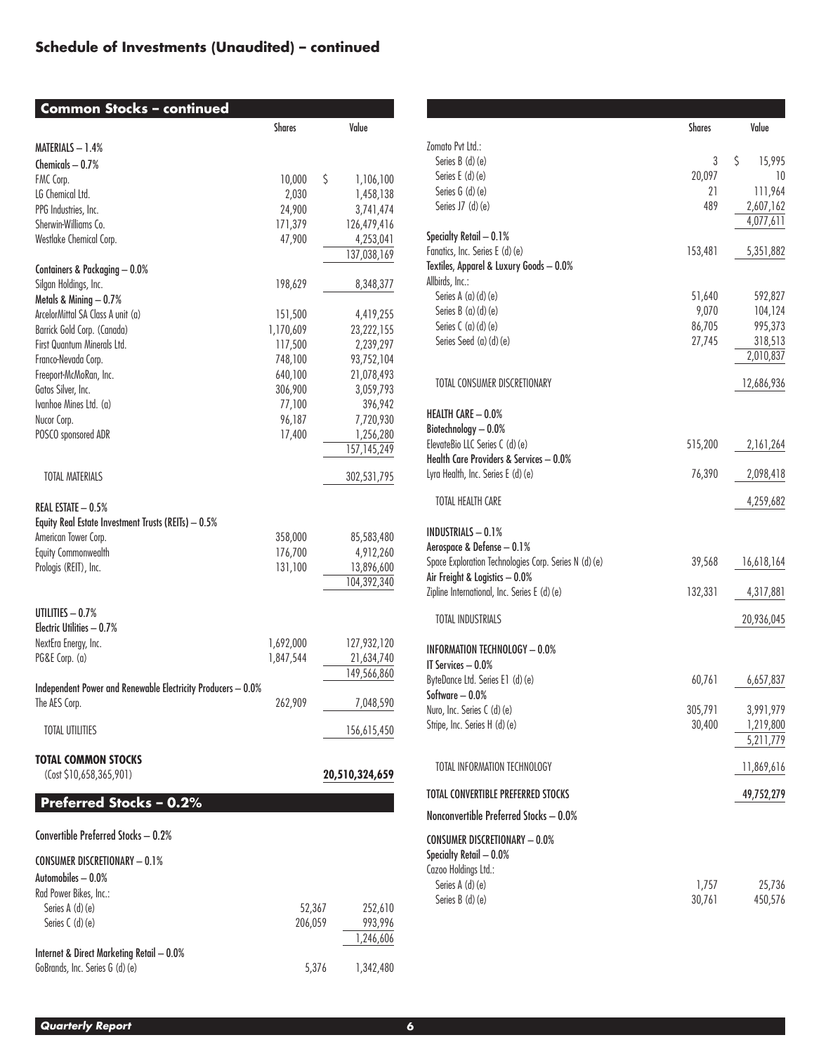## Schedule of Investments (Unaudited) – continued

### Common Stocks – continued

| | Shares | Value |
|---|---|---|
| **MATERIALS – 1.4%** | | |
| **Chemicals – 0.7%** | | |
| FMC Corp. | 10,000 | $ 1,106,100 |
| LG Chemical Ltd. | 2,030 | 1,458,138 |
| PPG Industries, Inc. | 24,900 | 3,741,474 |
| Sherwin-Williams Co. | 171,379 | 126,479,416 |
| Westlake Chemical Corp. | 47,900 | 4,253,041 |
| | | 137,038,169 |
| **Containers & Packaging – 0.0%** | | |
| Silgan Holdings, Inc. | 198,629 | 8,348,377 |
| **Metals & Mining – 0.7%** | | |
| ArcelorMittal SA Class A unit (a) | 151,500 | 4,419,255 |
| Barrick Gold Corp. (Canada) | 1,170,609 | 23,222,155 |
| First Quantum Minerals Ltd. | 117,500 | 2,239,297 |
| Franco-Nevada Corp. | 748,100 | 93,752,104 |
| Freeport-McMoRan, Inc. | 640,100 | 21,078,493 |
| Gatos Silver, Inc. | 306,900 | 3,059,793 |
| Ivanhoe Mines Ltd. (a) | 77,100 | 396,942 |
| Nucor Corp. | 96,187 | 7,720,930 |
| POSCO sponsored ADR | 17,400 | 1,256,280 |
| | | 157,145,249 |
| TOTAL MATERIALS | | 302,531,795 |
| **REAL ESTATE – 0.5%** | | |
| **Equity Real Estate Investment Trusts (REITs) – 0.5%** | | |
| American Tower Corp. | 358,000 | 85,583,480 |
| Equity Commonwealth | 176,700 | 4,912,260 |
| Prologis (REIT), Inc. | 131,100 | 13,896,600 |
| | | 104,392,340 |
| **UTILITIES – 0.7%** | | |
| **Electric Utilities – 0.7%** | | |
| NextEra Energy, Inc. | 1,692,000 | 127,932,120 |
| PG&E Corp. (a) | 1,847,544 | 21,634,740 |
| | | 149,566,860 |
| **Independent Power and Renewable Electricity Producers – 0.0%** | | |
| The AES Corp. | 262,909 | 7,048,590 |
| TOTAL UTILITIES | | 156,615,450 |
| **TOTAL COMMON STOCKS** (Cost $10,658,365,901) | | **20,510,324,659** |

### Preferred Stocks – 0.2%

| | Shares | Value |
|---|---|---|
| **Convertible Preferred Stocks – 0.2%** | | |
| **CONSUMER DISCRETIONARY – 0.1%** | | |
| **Automobiles – 0.0%** | | |
| Rad Power Bikes, Inc.: | | |
| Series A (d) (e) | 52,367 | 252,610 |
| Series C (d) (e) | 206,059 | 993,996 |
| | | 1,246,606 |
| **Internet & Direct Marketing Retail – 0.0%** | | |
| GoBrands, Inc. Series G (d) (e) | 5,376 | 1,342,480 |
| Zomato Pvt Ltd.: | | |
| Series B (d) (e) | 3 | $ 15,995 |
| Series E (d) (e) | 20,097 | 10 |
| Series G (d) (e) | 21 | 111,964 |
| Series J7 (d) (e) | 489 | 2,607,162 |
| | | 4,077,611 |
| **Specialty Retail – 0.1%** | | |
| Fanatics, Inc. Series E (d) (e) | 153,481 | 5,351,882 |
| **Textiles, Apparel & Luxury Goods – 0.0%** | | |
| Allbirds, Inc.: | | |
| Series A (a) (d) (e) | 51,640 | 592,827 |
| Series B (a) (d) (e) | 9,070 | 104,124 |
| Series C (a) (d) (e) | 86,705 | 995,373 |
| Series Seed (a) (d) (e) | 27,745 | 318,513 |
| | | 2,010,837 |
| TOTAL CONSUMER DISCRETIONARY | | 12,686,936 |
| **HEALTH CARE – 0.0%** | | |
| **Biotechnology – 0.0%** | | |
| ElevateBio LLC Series C (d) (e) | 515,200 | 2,161,264 |
| **Health Care Providers & Services – 0.0%** | | |
| Lyra Health, Inc. Series E (d) (e) | 76,390 | 2,098,418 |
| TOTAL HEALTH CARE | | 4,259,682 |
| **INDUSTRIALS – 0.1%** | | |
| **Aerospace & Defense – 0.1%** | | |
| Space Exploration Technologies Corp. Series N (d) (e) | 39,568 | 16,618,164 |
| **Air Freight & Logistics – 0.0%** | | |
| Zipline International, Inc. Series E (d) (e) | 132,331 | 4,317,881 |
| TOTAL INDUSTRIALS | | 20,936,045 |
| **INFORMATION TECHNOLOGY – 0.0%** | | |
| **IT Services – 0.0%** | | |
| ByteDance Ltd. Series E1 (d) (e) | 60,761 | 6,657,837 |
| **Software – 0.0%** | | |
| Nuro, Inc. Series C (d) (e) | 305,791 | 3,991,979 |
| Stripe, Inc. Series H (d) (e) | 30,400 | 1,219,800 |
| | | 5,211,779 |
| TOTAL INFORMATION TECHNOLOGY | | 11,869,616 |
| **TOTAL CONVERTIBLE PREFERRED STOCKS** | | **49,752,279** |
| **Nonconvertible Preferred Stocks – 0.0%** | | |
| **CONSUMER DISCRETIONARY – 0.0%** | | |
| **Specialty Retail – 0.0%** | | |
| Cazoo Holdings Ltd.: | | |
| Series A (d) (e) | 1,757 | 25,736 |
| Series B (d) (e) | 30,761 | 450,576 |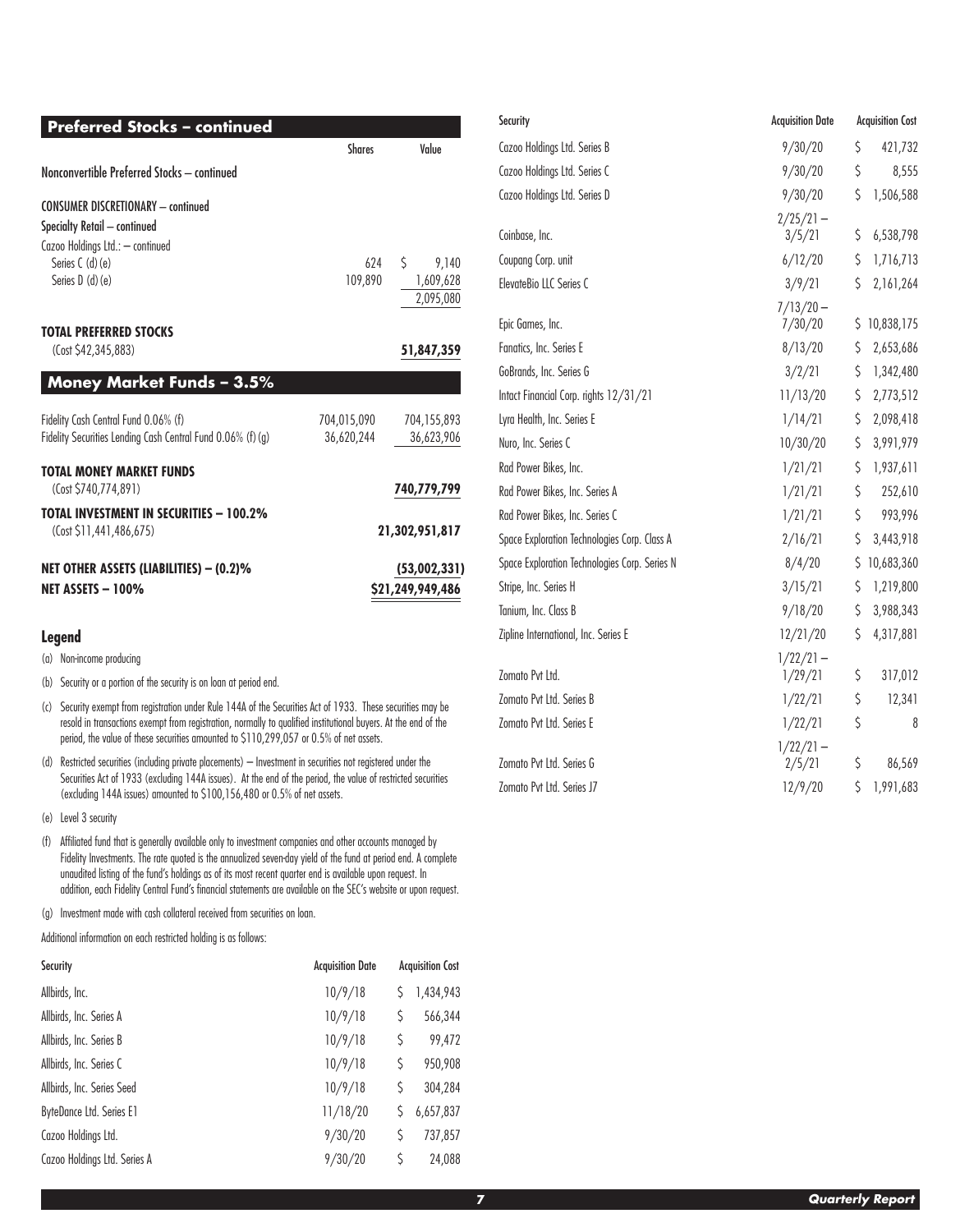## Preferred Stocks – continued

| | Shares | Value |
|---|---|---|
| Nonconvertible Preferred Stocks – continued | | |
| CONSUMER DISCRETIONARY – continued | | |
| Specialty Retail – continued | | |
| Cazoo Holdings Ltd.: – continued | | |
| Series C (d) (e) | 624 | $ 9,140 |
| Series D (d) (e) | 109,890 | 1,609,628 |
| | | 2,095,080 |
| **TOTAL PREFERRED STOCKS** (Cost $42,345,883) | | **51,847,359** |

## Money Market Funds – 3.5%

| | Shares | Value |
|---|---|---|
| Fidelity Cash Central Fund 0.06% (f) | 704,015,090 | 704,155,893 |
| Fidelity Securities Lending Cash Central Fund 0.06% (f) (g) | 36,620,244 | 36,623,906 |
| **TOTAL MONEY MARKET FUNDS** (Cost $740,774,891) | | **740,779,799** |
| **TOTAL INVESTMENT IN SECURITIES – 100.2%** (Cost $11,441,486,675) | | **21,302,951,817** |
| **NET OTHER ASSETS (LIABILITIES) – (0.2)%** | | **(53,002,331)** |
| **NET ASSETS – 100%** | | **$21,249,949,486** |

### Legend

(a) Non-income producing

(b) Security or a portion of the security is on loan at period end.

(c) Security exempt from registration under Rule 144A of the Securities Act of 1933. These securities may be resold in transactions exempt from registration, normally to qualified institutional buyers. At the end of the period, the value of these securities amounted to $110,299,057 or 0.5% of net assets.

(d) Restricted securities (including private placements) – Investment in securities not registered under the Securities Act of 1933 (excluding 144A issues). At the end of the period, the value of restricted securities (excluding 144A issues) amounted to $100,156,480 or 0.5% of net assets.

(e) Level 3 security

(f) Affiliated fund that is generally available only to investment companies and other accounts managed by Fidelity Investments. The rate quoted is the annualized seven-day yield of the fund at period end. A complete unaudited listing of the fund's holdings as of its most recent quarter end is available upon request. In addition, each Fidelity Central Fund's financial statements are available on the SEC's website or upon request.

(g) Investment made with cash collateral received from securities on loan.

Additional information on each restricted holding is as follows:

| Security | Acquisition Date | Acquisition Cost |
|---|---|---|
| Allbirds, Inc. | 10/9/18 | $ 1,434,943 |
| Allbirds, Inc. Series A | 10/9/18 | $ 566,344 |
| Allbirds, Inc. Series B | 10/9/18 | $ 99,472 |
| Allbirds, Inc. Series C | 10/9/18 | $ 950,908 |
| Allbirds, Inc. Series Seed | 10/9/18 | $ 304,284 |
| ByteDance Ltd. Series E1 | 11/18/20 | $ 6,657,837 |
| Cazoo Holdings Ltd. | 9/30/20 | $ 737,857 |
| Cazoo Holdings Ltd. Series A | 9/30/20 | $ 24,088 |
| Cazoo Holdings Ltd. Series B | 9/30/20 | $ 421,732 |
| Cazoo Holdings Ltd. Series C | 9/30/20 | $ 8,555 |
| Cazoo Holdings Ltd. Series D | 9/30/20 | $ 1,506,588 |
| Coinbase, Inc. | 2/25/21 – 3/5/21 | $ 6,538,798 |
| Coupang Corp. unit | 6/12/20 | $ 1,716,713 |
| ElevateBio LLC Series C | 3/9/21 | $ 2,161,264 |
| Epic Games, Inc. | 7/13/20 – 7/30/20 | $ 10,838,175 |
| Fanatics, Inc. Series E | 8/13/20 | $ 2,653,686 |
| GoBrands, Inc. Series G | 3/2/21 | $ 1,342,480 |
| Intact Financial Corp. rights 12/31/21 | 11/13/20 | $ 2,773,512 |
| Lyra Health, Inc. Series E | 1/14/21 | $ 2,098,418 |
| Nuro, Inc. Series C | 10/30/20 | $ 3,991,979 |
| Rad Power Bikes, Inc. | 1/21/21 | $ 1,937,611 |
| Rad Power Bikes, Inc. Series A | 1/21/21 | $ 252,610 |
| Rad Power Bikes, Inc. Series C | 1/21/21 | $ 993,996 |
| Space Exploration Technologies Corp. Class A | 2/16/21 | $ 3,443,918 |
| Space Exploration Technologies Corp. Series N | 8/4/20 | $ 10,683,360 |
| Stripe, Inc. Series H | 3/15/21 | $ 1,219,800 |
| Tanium, Inc. Class B | 9/18/20 | $ 3,988,343 |
| Zipline International, Inc. Series E | 12/21/20 | $ 4,317,881 |
| Zomato Pvt Ltd. | 1/22/21 – 1/29/21 | $ 317,012 |
| Zomato Pvt Ltd. Series B | 1/22/21 | $ 12,341 |
| Zomato Pvt Ltd. Series E | 1/22/21 | $ 8 |
| Zomato Pvt Ltd. Series G | 1/22/21 – 2/5/21 | $ 86,569 |
| Zomato Pvt Ltd. Series J7 | 12/9/20 | $ 1,991,683 |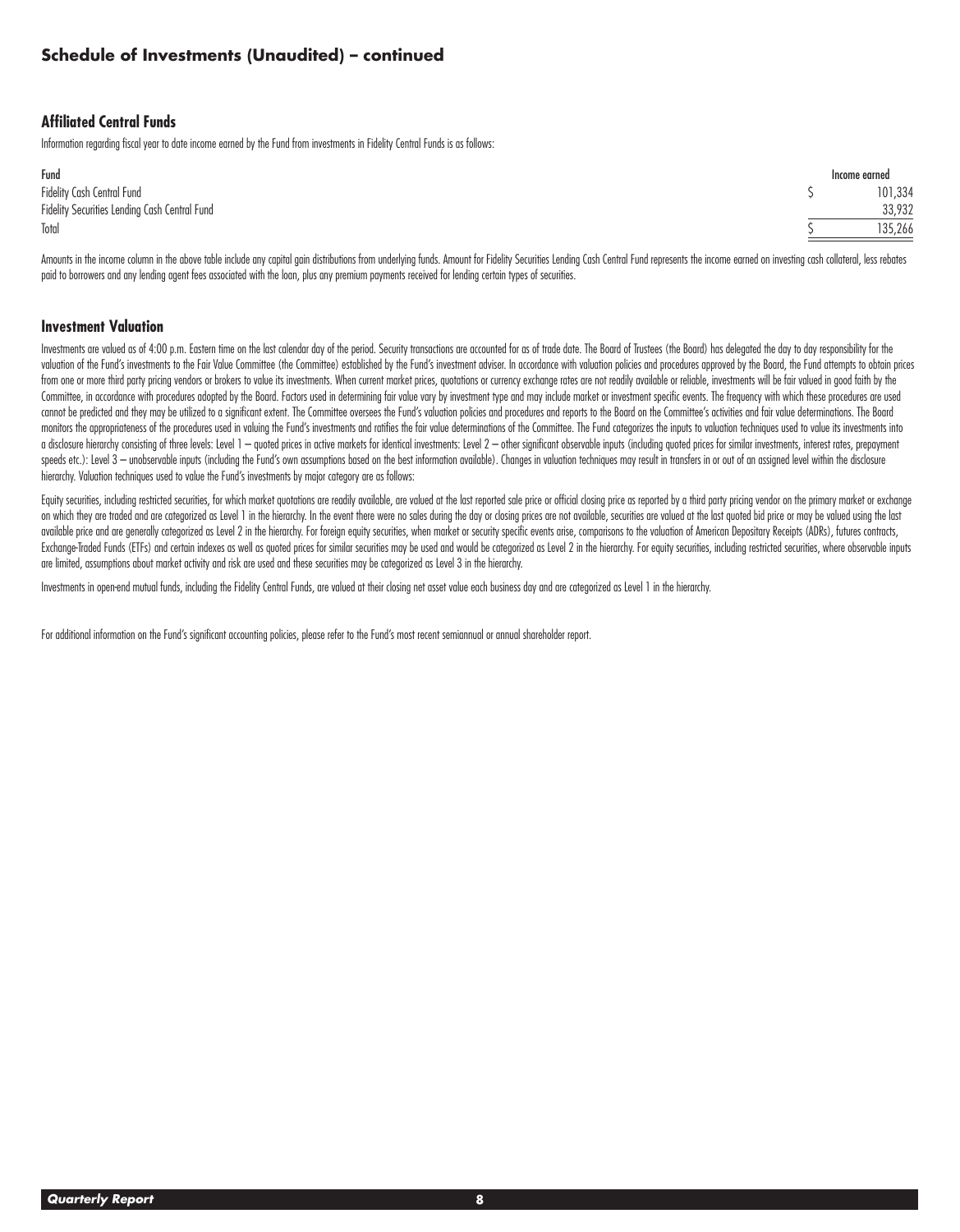## Schedule of Investments (Unaudited) – continued

### Affiliated Central Funds

Information regarding fiscal year to date income earned by the Fund from investments in Fidelity Central Funds is as follows:

| Fund | Income earned |
|---|---|
| Fidelity Cash Central Fund | $ 101,334 |
| Fidelity Securities Lending Cash Central Fund | 33,932 |
| Total | $ 135,266 |

Amounts in the income column in the above table include any capital gain distributions from underlying funds. Amount for Fidelity Securities Lending Cash Central Fund represents the income earned on investing cash collateral, less rebates paid to borrowers and any lending agent fees associated with the loan, plus any premium payments received for lending certain types of securities.

### Investment Valuation

Investments are valued as of 4:00 p.m. Eastern time on the last calendar day of the period. Security transactions are accounted for as of trade date. The Board of Trustees (the Board) has delegated the day to day responsibility for the valuation of the Fund's investments to the Fair Value Committee (the Committee) established by the Fund's investment adviser. In accordance with valuation policies and procedures approved by the Board, the Fund attempts to obtain prices from one or more third party pricing vendors or brokers to value its investments. When current market prices, quotations or currency exchange rates are not readily available or reliable, investments will be fair valued in good faith by the Committee, in accordance with procedures adopted by the Board. Factors used in determining fair value vary by investment type and may include market or investment specific events. The frequency with which these procedures are used cannot be predicted and they may be utilized to a significant extent. The Committee oversees the Fund's valuation policies and procedures and reports to the Board on the Committee's activities and fair value determinations. The Board monitors the appropriateness of the procedures used in valuing the Fund's investments and ratifies the fair value determinations of the Committee. The Fund categorizes the inputs to valuation techniques used to value its investments into a disclosure hierarchy consisting of three levels: Level 1 – quoted prices in active markets for identical investments: Level 2 – other significant observable inputs (including quoted prices for similar investments, interest rates, prepayment speeds etc.): Level 3 – unobservable inputs (including the Fund's own assumptions based on the best information available). Changes in valuation techniques may result in transfers in or out of an assigned level within the disclosure hierarchy. Valuation techniques used to value the Fund's investments by major category are as follows:

Equity securities, including restricted securities, for which market quotations are readily available, are valued at the last reported sale price or official closing price as reported by a third party pricing vendor on the primary market or exchange on which they are traded and are categorized as Level 1 in the hierarchy. In the event there were no sales during the day or closing prices are not available, securities are valued at the last quoted bid price or may be valued using the last available price and are generally categorized as Level 2 in the hierarchy. For foreign equity securities, when market or security specific events arise, comparisons to the valuation of American Depositary Receipts (ADRs), futures contracts, Exchange-Traded Funds (ETFs) and certain indexes as well as quoted prices for similar securities may be used and would be categorized as Level 2 in the hierarchy. For equity securities, including restricted securities, where observable inputs are limited, assumptions about market activity and risk are used and these securities may be categorized as Level 3 in the hierarchy.

Investments in open-end mutual funds, including the Fidelity Central Funds, are valued at their closing net asset value each business day and are categorized as Level 1 in the hierarchy.

For additional information on the Fund's significant accounting policies, please refer to the Fund's most recent semiannual or annual shareholder report.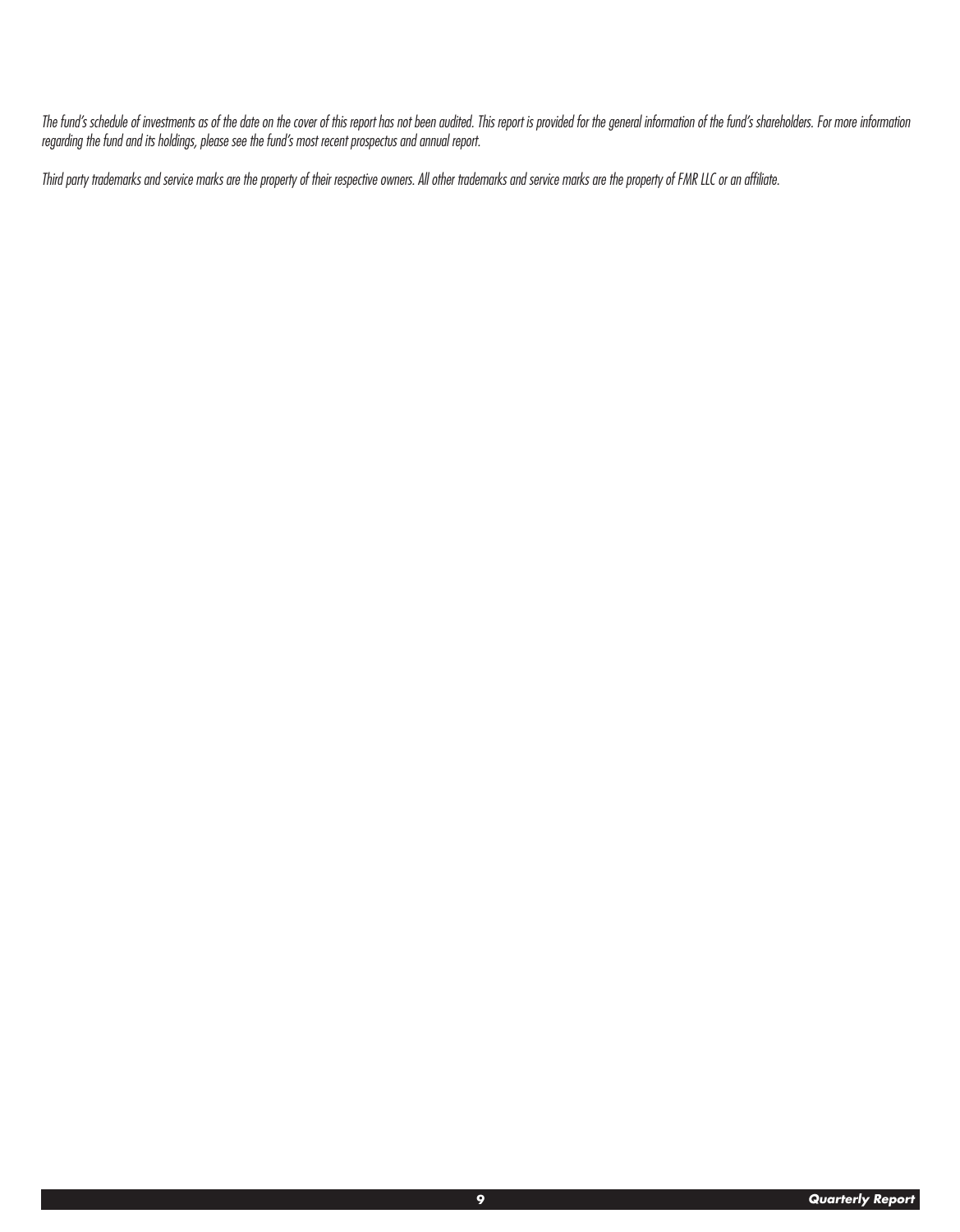*The fund's schedule of investments as of the date on the cover of this report has not been audited. This report is provided for the general information of the fund's shareholders. For more information regarding the fund and its holdings, please see the fund's most recent prospectus and annual report.*

*Third party trademarks and service marks are the property of their respective owners. All other trademarks and service marks are the property of FMR LLC or an affiliate.*